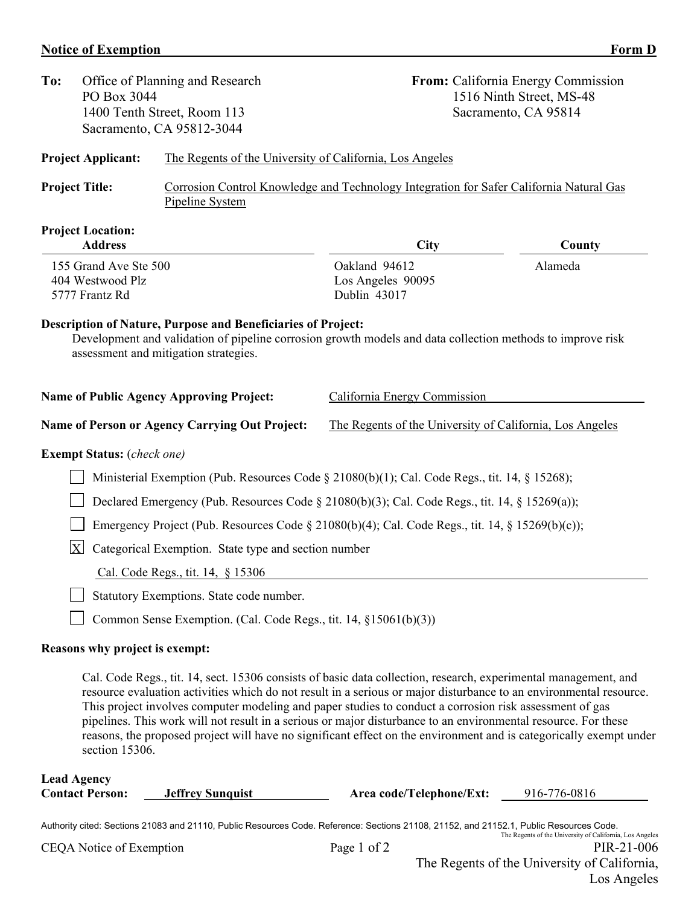**Notice of Exemption** **Form D**

**To:** Office of Planning and Research
PO Box 3044
1400 Tenth Street, Room 113
Sacramento, CA 95812-3044

**From:** California Energy Commission
1516 Ninth Street, MS-48
Sacramento, CA 95814

**Project Applicant:** The Regents of the University of California, Los Angeles

**Project Title:** Corrosion Control Knowledge and Technology Integration for Safer California Natural Gas Pipeline System

**Project Location:**

| Address | City | County |
| --- | --- | --- |
| 155 Grand Ave Ste 500 | Oakland 94612 | Alameda |
| 404 Westwood Plz | Los Angeles 90095 | |
| 5777 Frantz Rd | Dublin 43017 | |

**Description of Nature, Purpose and Beneficiaries of Project:**

Development and validation of pipeline corrosion growth models and data collection methods to improve risk assessment and mitigation strategies.

**Name of Public Agency Approving Project:** California Energy Commission

**Name of Person or Agency Carrying Out Project:** The Regents of the University of California, Los Angeles

**Exempt Status:** (*check one*)

- [ ] Ministerial Exemption (Pub. Resources Code § 21080(b)(1); Cal. Code Regs., tit. 14, § 15268);
- [ ] Declared Emergency (Pub. Resources Code § 21080(b)(3); Cal. Code Regs., tit. 14, § 15269(a));
- [ ] Emergency Project (Pub. Resources Code § 21080(b)(4); Cal. Code Regs., tit. 14, § 15269(b)(c));
- [X] Categorical Exemption. State type and section number
  Cal. Code Regs., tit. 14, § 15306
- [ ] Statutory Exemptions. State code number.
- [ ] Common Sense Exemption. (Cal. Code Regs., tit. 14, §15061(b)(3))

**Reasons why project is exempt:**

Cal. Code Regs., tit. 14, sect. 15306 consists of basic data collection, research, experimental management, and resource evaluation activities which do not result in a serious or major disturbance to an environmental resource. This project involves computer modeling and paper studies to conduct a corrosion risk assessment of gas pipelines. This work will not result in a serious or major disturbance to an environmental resource. For these reasons, the proposed project will have no significant effect on the environment and is categorically exempt under section 15306.

**Lead Agency Contact Person:** **Jeffrey Sunquist** **Area code/Telephone/Ext:** 916-776-0816

Authority cited: Sections 21083 and 21110, Public Resources Code. Reference: Sections 21108, 21152, and 21152.1, Public Resources Code.

CEQA Notice of Exemption PIR-21-006
The Regents of the University of California, Los Angeles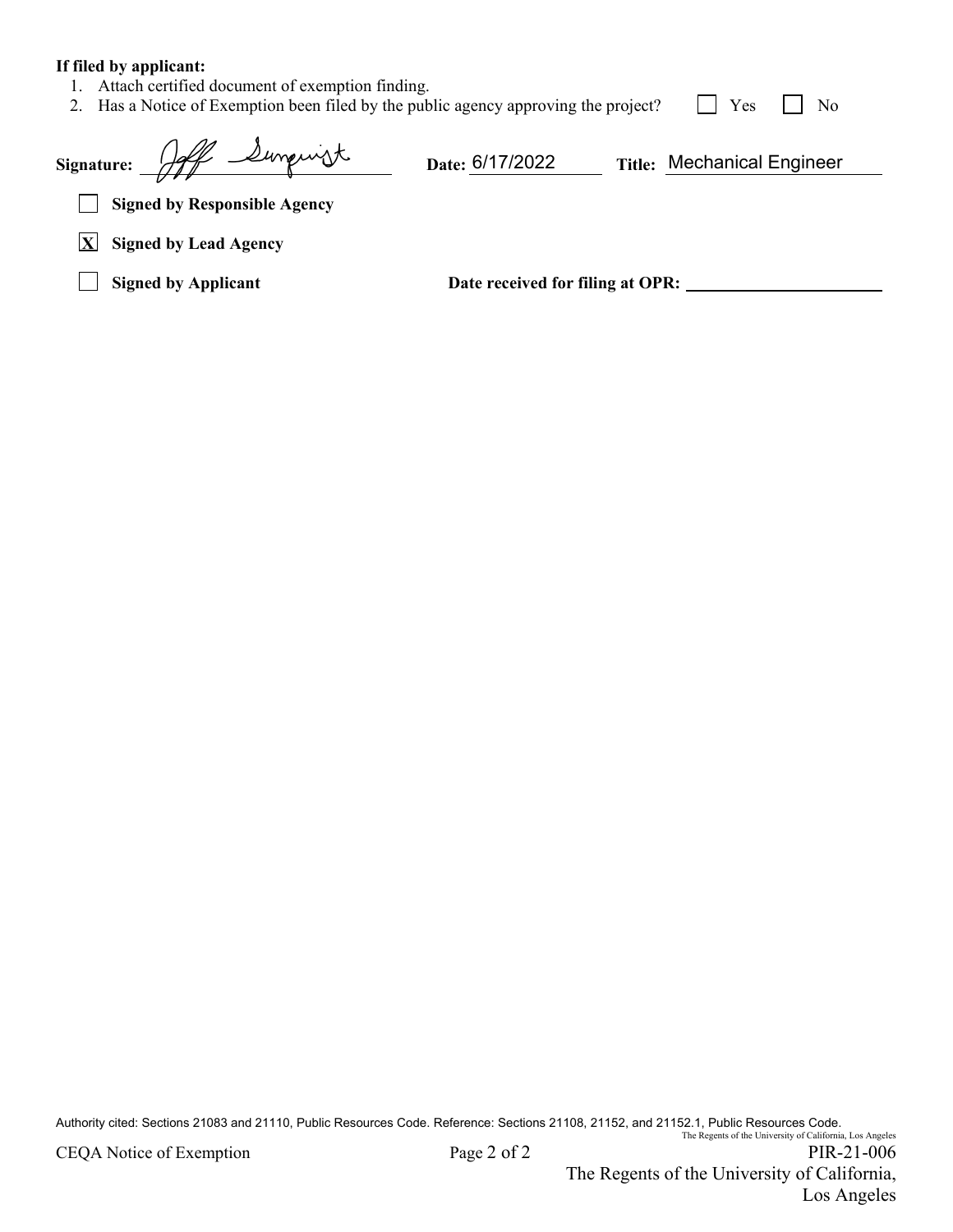**If filed by applicant:**

1. Attach certified document of exemption finding.
2. Has a Notice of Exemption been filed by the public agency approving the project? ☐ Yes ☐ No

**Signature:** Jeff Sunquist **Date:** 6/17/2022 **Title:** Mechanical Engineer

☐ **Signed by Responsible Agency**

☒ **Signed by Lead Agency**

☐ **Signed by Applicant** **Date received for filing at OPR:** ______________________

Authority cited: Sections 21083 and 21110, Public Resources Code. Reference: Sections 21108, 21152, and 21152.1, Public Resources Code.

CEQA Notice of Exemption

PIR-21-006

The Regents of the University of California, Los Angeles